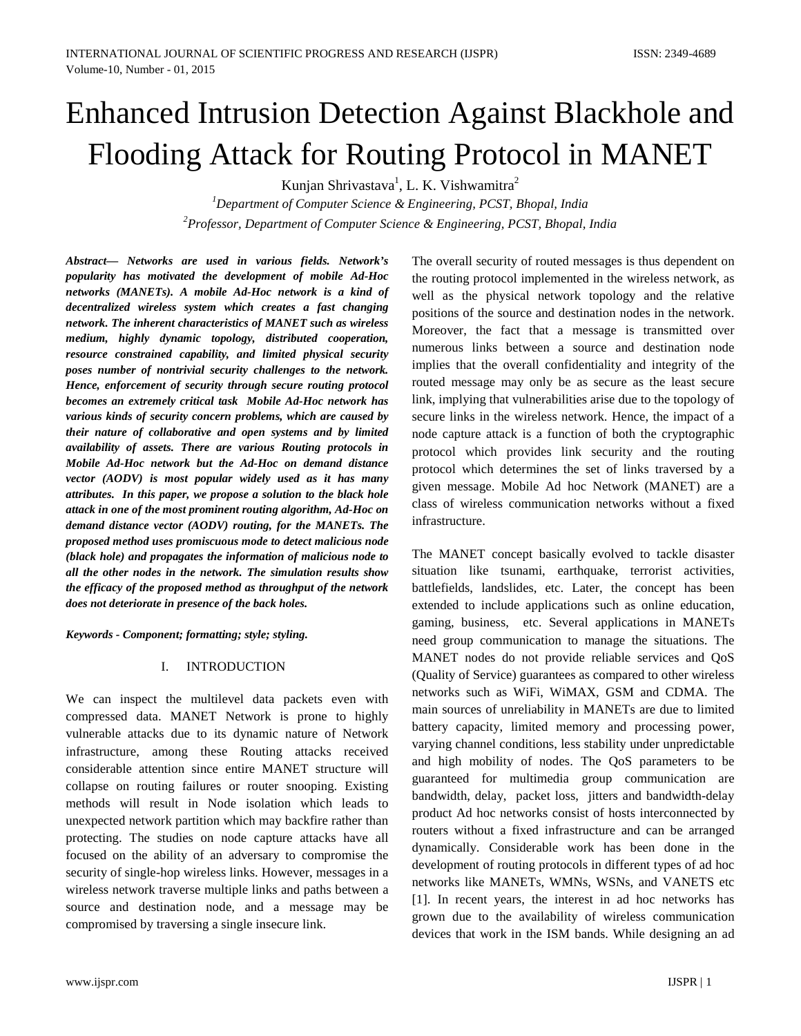# Enhanced Intrusion Detection Against Blackhole and Flooding Attack for Routing Protocol in MANET

Kunjan Shrivastava[1], L. K. Vishwamitra[2]

[1]*Department of Computer Science & Engineering, PCST, Bhopal, India*

[2]*Professor, Department of Computer Science & Engineering, PCST, Bhopal, India*

***Abstract— Networks are used in various fields. Network's popularity has motivated the development of mobile Ad-Hoc networks (MANETs). A mobile Ad-Hoc network is a kind of decentralized wireless system which creates a fast changing network. The inherent characteristics of MANET such as wireless medium, highly dynamic topology, distributed cooperation, resource constrained capability, and limited physical security poses number of nontrivial security challenges to the network. Hence, enforcement of security through secure routing protocol becomes an extremely critical task Mobile Ad-Hoc network has various kinds of security concern problems, which are caused by their nature of collaborative and open systems and by limited availability of assets. There are various Routing protocols in Mobile Ad-Hoc network but the Ad-Hoc on demand distance vector (AODV) is most popular widely used as it has many attributes. In this paper, we propose a solution to the black hole attack in one of the most prominent routing algorithm, Ad-Hoc on demand distance vector (AODV) routing, for the MANETs. The proposed method uses promiscuous mode to detect malicious node (black hole) and propagates the information of malicious node to all the other nodes in the network. The simulation results show the efficacy of the proposed method as throughput of the network does not deteriorate in presence of the back holes.***

***Keywords - Component; formatting; style; styling.***

## I. INTRODUCTION

We can inspect the multilevel data packets even with compressed data. MANET Network is prone to highly vulnerable attacks due to its dynamic nature of Network infrastructure, among these Routing attacks received considerable attention since entire MANET structure will collapse on routing failures or router snooping. Existing methods will result in Node isolation which leads to unexpected network partition which may backfire rather than protecting. The studies on node capture attacks have all focused on the ability of an adversary to compromise the security of single-hop wireless links. However, messages in a wireless network traverse multiple links and paths between a source and destination node, and a message may be compromised by traversing a single insecure link.

The overall security of routed messages is thus dependent on the routing protocol implemented in the wireless network, as well as the physical network topology and the relative positions of the source and destination nodes in the network. Moreover, the fact that a message is transmitted over numerous links between a source and destination node implies that the overall confidentiality and integrity of the routed message may only be as secure as the least secure link, implying that vulnerabilities arise due to the topology of secure links in the wireless network. Hence, the impact of a node capture attack is a function of both the cryptographic protocol which provides link security and the routing protocol which determines the set of links traversed by a given message. Mobile Ad hoc Network (MANET) are a class of wireless communication networks without a fixed infrastructure.

The MANET concept basically evolved to tackle disaster situation like tsunami, earthquake, terrorist activities, battlefields, landslides, etc. Later, the concept has been extended to include applications such as online education, gaming, business, etc. Several applications in MANETs need group communication to manage the situations. The MANET nodes do not provide reliable services and QoS (Quality of Service) guarantees as compared to other wireless networks such as WiFi, WiMAX, GSM and CDMA. The main sources of unreliability in MANETs are due to limited battery capacity, limited memory and processing power, varying channel conditions, less stability under unpredictable and high mobility of nodes. The QoS parameters to be guaranteed for multimedia group communication are bandwidth, delay, packet loss, jitters and bandwidth-delay product Ad hoc networks consist of hosts interconnected by routers without a fixed infrastructure and can be arranged dynamically. Considerable work has been done in the development of routing protocols in different types of ad hoc networks like MANETs, WMNs, WSNs, and VANETS etc [1]. In recent years, the interest in ad hoc networks has grown due to the availability of wireless communication devices that work in the ISM bands. While designing an ad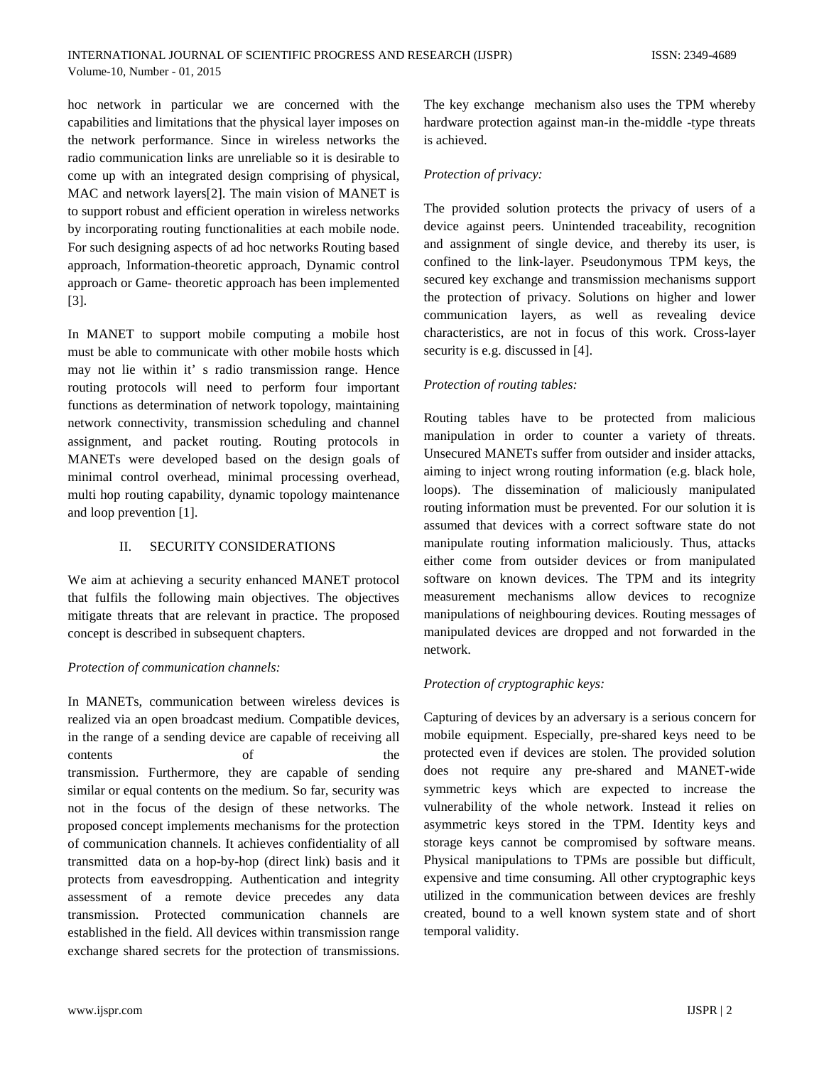hoc network in particular we are concerned with the capabilities and limitations that the physical layer imposes on the network performance. Since in wireless networks the radio communication links are unreliable so it is desirable to come up with an integrated design comprising of physical, MAC and network layers[2]. The main vision of MANET is to support robust and efficient operation in wireless networks by incorporating routing functionalities at each mobile node. For such designing aspects of ad hoc networks Routing based approach, Information-theoretic approach, Dynamic control approach or Game- theoretic approach has been implemented [3].

In MANET to support mobile computing a mobile host must be able to communicate with other mobile hosts which may not lie within it' s radio transmission range. Hence routing protocols will need to perform four important functions as determination of network topology, maintaining network connectivity, transmission scheduling and channel assignment, and packet routing. Routing protocols in MANETs were developed based on the design goals of minimal control overhead, minimal processing overhead, multi hop routing capability, dynamic topology maintenance and loop prevention [1].

## II. SECURITY CONSIDERATIONS

We aim at achieving a security enhanced MANET protocol that fulfils the following main objectives. The objectives mitigate threats that are relevant in practice. The proposed concept is described in subsequent chapters.

*Protection of communication channels:*

In MANETs, communication between wireless devices is realized via an open broadcast medium. Compatible devices, in the range of a sending device are capable of receiving all contents of the transmission. Furthermore, they are capable of sending similar or equal contents on the medium. So far, security was not in the focus of the design of these networks. The proposed concept implements mechanisms for the protection of communication channels. It achieves confidentiality of all transmitted data on a hop-by-hop (direct link) basis and it protects from eavesdropping. Authentication and integrity assessment of a remote device precedes any data transmission. Protected communication channels are established in the field. All devices within transmission range exchange shared secrets for the protection of transmissions. The key exchange mechanism also uses the TPM whereby hardware protection against man-in the-middle -type threats is achieved.

*Protection of privacy:*

The provided solution protects the privacy of users of a device against peers. Unintended traceability, recognition and assignment of single device, and thereby its user, is confined to the link-layer. Pseudonymous TPM keys, the secured key exchange and transmission mechanisms support the protection of privacy. Solutions on higher and lower communication layers, as well as revealing device characteristics, are not in focus of this work. Cross-layer security is e.g. discussed in [4].

*Protection of routing tables:*

Routing tables have to be protected from malicious manipulation in order to counter a variety of threats. Unsecured MANETs suffer from outsider and insider attacks, aiming to inject wrong routing information (e.g. black hole, loops). The dissemination of maliciously manipulated routing information must be prevented. For our solution it is assumed that devices with a correct software state do not manipulate routing information maliciously. Thus, attacks either come from outsider devices or from manipulated software on known devices. The TPM and its integrity measurement mechanisms allow devices to recognize manipulations of neighbouring devices. Routing messages of manipulated devices are dropped and not forwarded in the network.

*Protection of cryptographic keys:*

Capturing of devices by an adversary is a serious concern for mobile equipment. Especially, pre-shared keys need to be protected even if devices are stolen. The provided solution does not require any pre-shared and MANET-wide symmetric keys which are expected to increase the vulnerability of the whole network. Instead it relies on asymmetric keys stored in the TPM. Identity keys and storage keys cannot be compromised by software means. Physical manipulations to TPMs are possible but difficult, expensive and time consuming. All other cryptographic keys utilized in the communication between devices are freshly created, bound to a well known system state and of short temporal validity.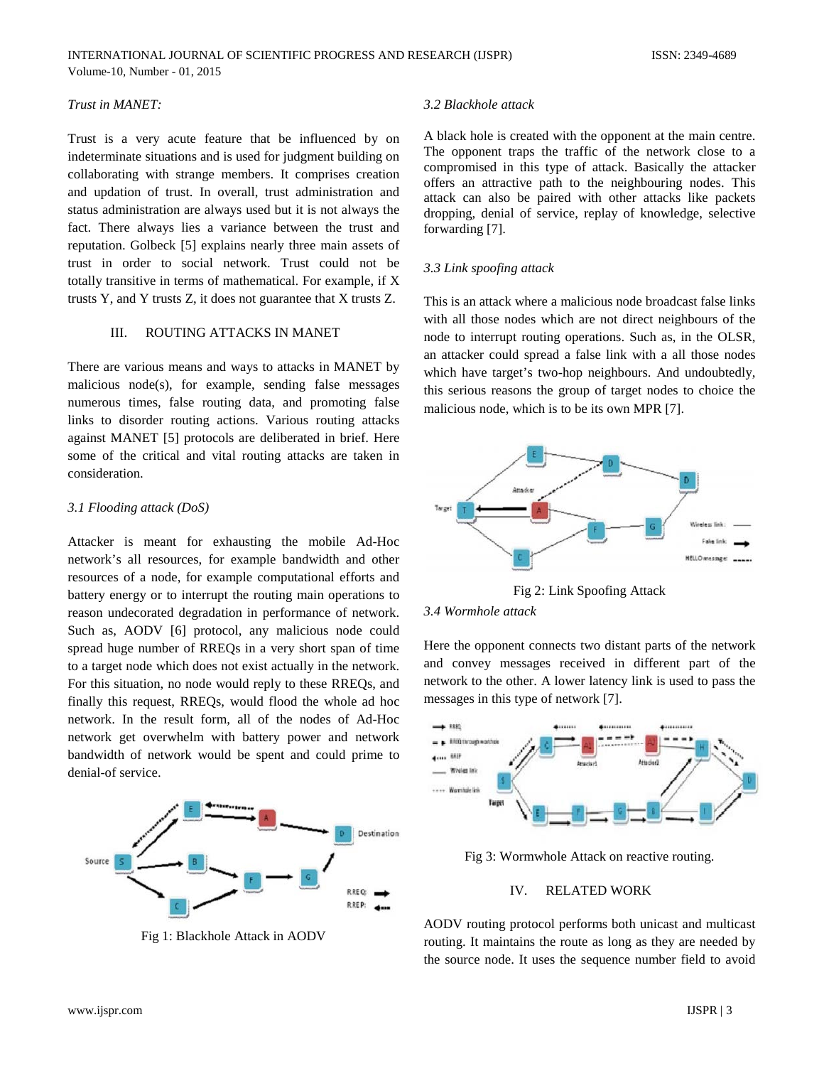*Trust in MANET:*

Trust is a very acute feature that be influenced by on indeterminate situations and is used for judgment building on collaborating with strange members. It comprises creation and updation of trust. In overall, trust administration and status administration are always used but it is not always the fact. There always lies a variance between the trust and reputation. Golbeck [5] explains nearly three main assets of trust in order to social network. Trust could not be totally transitive in terms of mathematical. For example, if X trusts Y, and Y trusts Z, it does not guarantee that X trusts Z.

## III. ROUTING ATTACKS IN MANET

There are various means and ways to attacks in MANET by malicious node(s), for example, sending false messages numerous times, false routing data, and promoting false links to disorder routing actions. Various routing attacks against MANET [5] protocols are deliberated in brief. Here some of the critical and vital routing attacks are taken in consideration.

### *3.1 Flooding attack (DoS)*

Attacker is meant for exhausting the mobile Ad-Hoc network's all resources, for example bandwidth and other resources of a node, for example computational efforts and battery energy or to interrupt the routing main operations to reason undecorated degradation in performance of network. Such as, AODV [6] protocol, any malicious node could spread huge number of RREQs in a very short span of time to a target node which does not exist actually in the network. For this situation, no node would reply to these RREQs, and finally this request, RREQs, would flood the whole ad hoc network. In the result form, all of the nodes of Ad-Hoc network get overwhelm with battery power and network bandwidth of network would be spent and could prime to denial-of service.

Fig 1: Blackhole Attack in AODV

### *3.2 Blackhole attack*

A black hole is created with the opponent at the main centre. The opponent traps the traffic of the network close to a compromised in this type of attack. Basically the attacker offers an attractive path to the neighbouring nodes. This attack can also be paired with other attacks like packets dropping, denial of service, replay of knowledge, selective forwarding [7].

### *3.3 Link spoofing attack*

This is an attack where a malicious node broadcast false links with all those nodes which are not direct neighbours of the node to interrupt routing operations. Such as, in the OLSR, an attacker could spread a false link with a all those nodes which have target's two-hop neighbours. And undoubtedly, this serious reasons the group of target nodes to choice the malicious node, which is to be its own MPR [7].

Fig 2: Link Spoofing Attack

### *3.4 Wormhole attack*

Here the opponent connects two distant parts of the network and convey messages received in different part of the network to the other. A lower latency link is used to pass the messages in this type of network [7].

Fig 3: Wormwhole Attack on reactive routing.

## IV. RELATED WORK

AODV routing protocol performs both unicast and multicast routing. It maintains the route as long as they are needed by the source node. It uses the sequence number field to avoid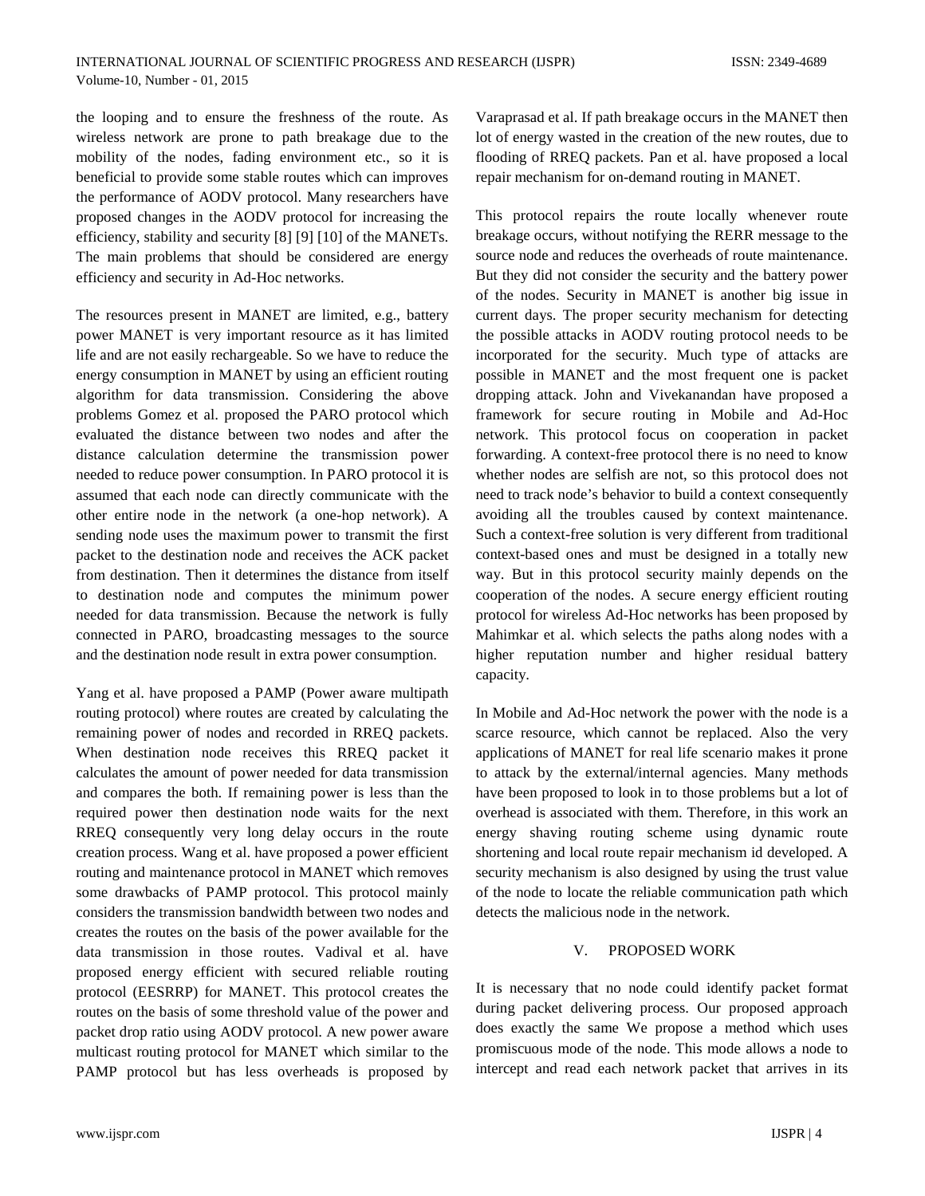the looping and to ensure the freshness of the route. As wireless network are prone to path breakage due to the mobility of the nodes, fading environment etc., so it is beneficial to provide some stable routes which can improves the performance of AODV protocol. Many researchers have proposed changes in the AODV protocol for increasing the efficiency, stability and security [8] [9] [10] of the MANETs. The main problems that should be considered are energy efficiency and security in Ad-Hoc networks.

The resources present in MANET are limited, e.g., battery power MANET is very important resource as it has limited life and are not easily rechargeable. So we have to reduce the energy consumption in MANET by using an efficient routing algorithm for data transmission. Considering the above problems Gomez et al. proposed the PARO protocol which evaluated the distance between two nodes and after the distance calculation determine the transmission power needed to reduce power consumption. In PARO protocol it is assumed that each node can directly communicate with the other entire node in the network (a one-hop network). A sending node uses the maximum power to transmit the first packet to the destination node and receives the ACK packet from destination. Then it determines the distance from itself to destination node and computes the minimum power needed for data transmission. Because the network is fully connected in PARO, broadcasting messages to the source and the destination node result in extra power consumption.

Yang et al. have proposed a PAMP (Power aware multipath routing protocol) where routes are created by calculating the remaining power of nodes and recorded in RREQ packets. When destination node receives this RREQ packet it calculates the amount of power needed for data transmission and compares the both. If remaining power is less than the required power then destination node waits for the next RREQ consequently very long delay occurs in the route creation process. Wang et al. have proposed a power efficient routing and maintenance protocol in MANET which removes some drawbacks of PAMP protocol. This protocol mainly considers the transmission bandwidth between two nodes and creates the routes on the basis of the power available for the data transmission in those routes. Vadival et al. have proposed energy efficient with secured reliable routing protocol (EESRRP) for MANET. This protocol creates the routes on the basis of some threshold value of the power and packet drop ratio using AODV protocol. A new power aware multicast routing protocol for MANET which similar to the PAMP protocol but has less overheads is proposed by Varaprasad et al. If path breakage occurs in the MANET then lot of energy wasted in the creation of the new routes, due to flooding of RREQ packets. Pan et al. have proposed a local repair mechanism for on-demand routing in MANET.

This protocol repairs the route locally whenever route breakage occurs, without notifying the RERR message to the source node and reduces the overheads of route maintenance. But they did not consider the security and the battery power of the nodes. Security in MANET is another big issue in current days. The proper security mechanism for detecting the possible attacks in AODV routing protocol needs to be incorporated for the security. Much type of attacks are possible in MANET and the most frequent one is packet dropping attack. John and Vivekanandan have proposed a framework for secure routing in Mobile and Ad-Hoc network. This protocol focus on cooperation in packet forwarding. A context-free protocol there is no need to know whether nodes are selfish are not, so this protocol does not need to track node's behavior to build a context consequently avoiding all the troubles caused by context maintenance. Such a context-free solution is very different from traditional context-based ones and must be designed in a totally new way. But in this protocol security mainly depends on the cooperation of the nodes. A secure energy efficient routing protocol for wireless Ad-Hoc networks has been proposed by Mahimkar et al. which selects the paths along nodes with a higher reputation number and higher residual battery capacity.

In Mobile and Ad-Hoc network the power with the node is a scarce resource, which cannot be replaced. Also the very applications of MANET for real life scenario makes it prone to attack by the external/internal agencies. Many methods have been proposed to look in to those problems but a lot of overhead is associated with them. Therefore, in this work an energy shaving routing scheme using dynamic route shortening and local route repair mechanism id developed. A security mechanism is also designed by using the trust value of the node to locate the reliable communication path which detects the malicious node in the network.

## V. PROPOSED WORK

It is necessary that no node could identify packet format during packet delivering process. Our proposed approach does exactly the same We propose a method which uses promiscuous mode of the node. This mode allows a node to intercept and read each network packet that arrives in its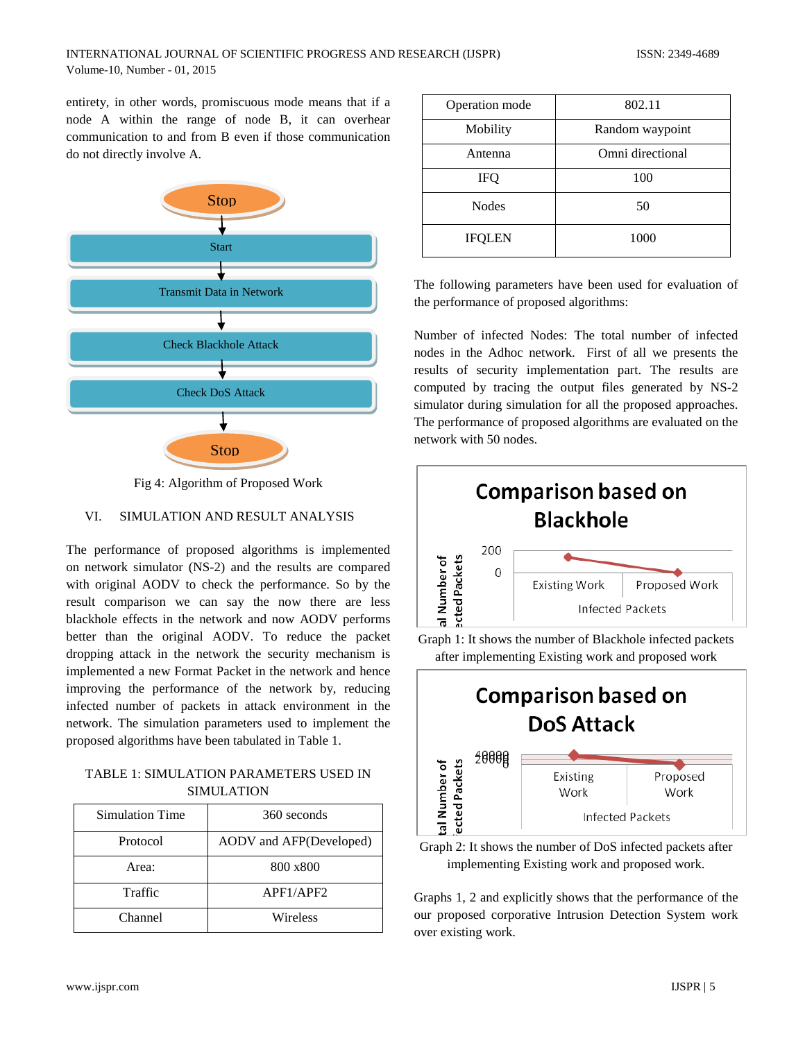entirety, in other words, promiscuous mode means that if a node A within the range of node B, it can overhear communication to and from B even if those communication do not directly involve A.

Stop → Start → Transmit Data in Network → Check Blackhole Attack → Check DoS Attack → Stop

Fig 4: Algorithm of Proposed Work

## VI. SIMULATION AND RESULT ANALYSIS

The performance of proposed algorithms is implemented on network simulator (NS-2) and the results are compared with original AODV to check the performance. So by the result comparison we can say the now there are less blackhole effects in the network and now AODV performs better than the original AODV. To reduce the packet dropping attack in the network the security mechanism is implemented a new Format Packet in the network and hence improving the performance of the network by, reducing infected number of packets in attack environment in the network. The simulation parameters used to implement the proposed algorithms have been tabulated in Table 1.

TABLE 1: SIMULATION PARAMETERS USED IN SIMULATION

| Parameter | Value |
|---|---|
| Simulation Time | 360 seconds |
| Protocol | AODV and AFP(Developed) |
| Area: | 800 x800 |
| Traffic | APF1/APF2 |
| Channel | Wireless |
| Operation mode | 802.11 |
| Mobility | Random waypoint |
| Antenna | Omni directional |
| IFQ | 100 |
| Nodes | 50 |
| IFQLEN | 1000 |

The following parameters have been used for evaluation of the performance of proposed algorithms:

Number of infected Nodes: The total number of infected nodes in the Adhoc network. First of all we presents the results of security implementation part. The results are computed by tracing the output files generated by NS-2 simulator during simulation for all the proposed approaches. The performance of proposed algorithms are evaluated on the network with 50 nodes.

Comparison based on Blackhole

Graph 1: It shows the number of Blackhole infected packets after implementing Existing work and proposed work

Comparison based on DoS Attack

Graph 2: It shows the number of DoS infected packets after implementing Existing work and proposed work.

Graphs 1, 2 and explicitly shows that the performance of the our proposed corporative Intrusion Detection System work over existing work.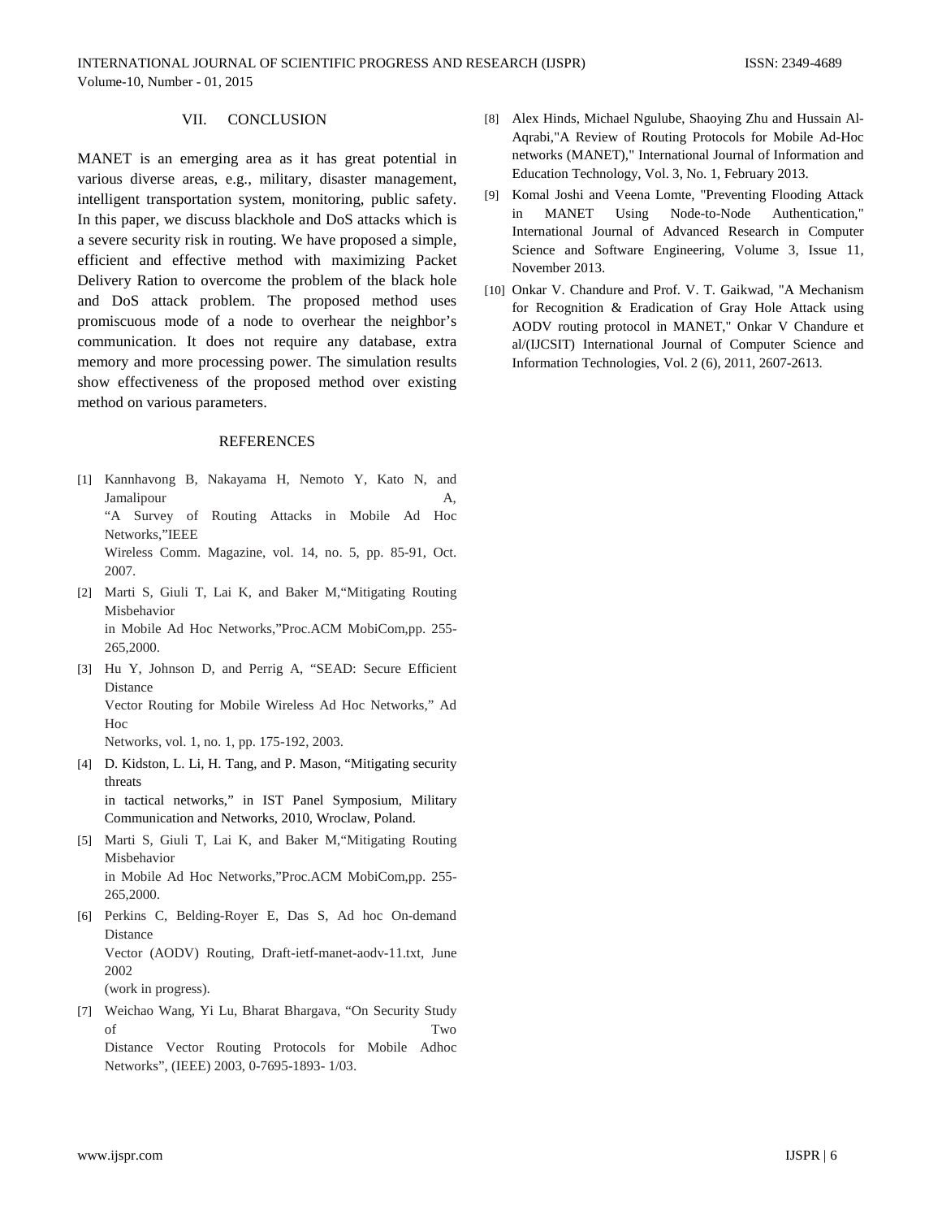## VII. CONCLUSION

MANET is an emerging area as it has great potential in various diverse areas, e.g., military, disaster management, intelligent transportation system, monitoring, public safety. In this paper, we discuss blackhole and DoS attacks which is a severe security risk in routing. We have proposed a simple, efficient and effective method with maximizing Packet Delivery Ration to overcome the problem of the black hole and DoS attack problem. The proposed method uses promiscuous mode of a node to overhear the neighbor's communication. It does not require any database, extra memory and more processing power. The simulation results show effectiveness of the proposed method over existing method on various parameters.

## REFERENCES

[1] Kannhavong B, Nakayama H, Nemoto Y, Kato N, and Jamalipour A, "A Survey of Routing Attacks in Mobile Ad Hoc Networks,"IEEE Wireless Comm. Magazine, vol. 14, no. 5, pp. 85-91, Oct. 2007.

[2] Marti S, Giuli T, Lai K, and Baker M,"Mitigating Routing Misbehavior in Mobile Ad Hoc Networks,"Proc.ACM MobiCom,pp. 255-265,2000.

[3] Hu Y, Johnson D, and Perrig A, "SEAD: Secure Efficient Distance Vector Routing for Mobile Wireless Ad Hoc Networks," Ad Hoc Networks, vol. 1, no. 1, pp. 175-192, 2003.

[4] D. Kidston, L. Li, H. Tang, and P. Mason, "Mitigating security threats in tactical networks," in IST Panel Symposium, Military Communication and Networks, 2010, Wroclaw, Poland.

[5] Marti S, Giuli T, Lai K, and Baker M,"Mitigating Routing Misbehavior in Mobile Ad Hoc Networks,"Proc.ACM MobiCom,pp. 255-265,2000.

[6] Perkins C, Belding-Royer E, Das S, Ad hoc On-demand Distance Vector (AODV) Routing, Draft-ietf-manet-aodv-11.txt, June 2002 (work in progress).

[7] Weichao Wang, Yi Lu, Bharat Bhargava, "On Security Study of Two Distance Vector Routing Protocols for Mobile Adhoc Networks", (IEEE) 2003, 0-7695-1893- 1/03.

[8] Alex Hinds, Michael Ngulube, Shaoying Zhu and Hussain Al-Aqrabi,"A Review of Routing Protocols for Mobile Ad-Hoc networks (MANET)," International Journal of Information and Education Technology, Vol. 3, No. 1, February 2013.

[9] Komal Joshi and Veena Lomte, "Preventing Flooding Attack in MANET Using Node-to-Node Authentication," International Journal of Advanced Research in Computer Science and Software Engineering, Volume 3, Issue 11, November 2013.

[10] Onkar V. Chandure and Prof. V. T. Gaikwad, "A Mechanism for Recognition & Eradication of Gray Hole Attack using AODV routing protocol in MANET," Onkar V Chandure et al/(IJCSIT) International Journal of Computer Science and Information Technologies, Vol. 2 (6), 2011, 2607-2613.